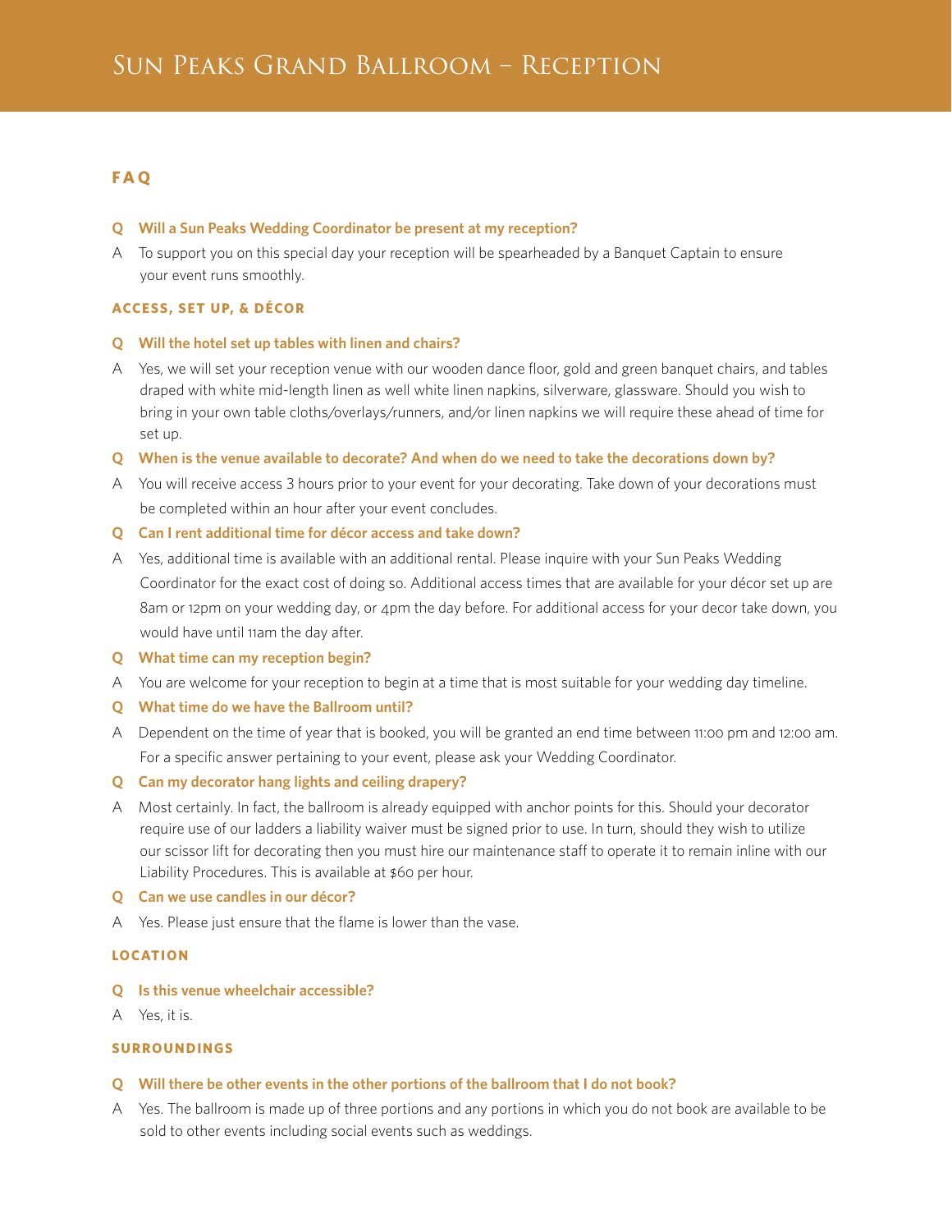# Sun Peaks Grand Ballroom – Reception

## FAQ

**Q Will a Sun Peaks Wedding Coordinator be present at my reception?**

A To support you on this special day your reception will be spearheaded by a Banquet Captain to ensure your event runs smoothly.

### ACCESS, SET UP, & DÉCOR

**Q Will the hotel set up tables with linen and chairs?**

A Yes, we will set your reception venue with our wooden dance floor, gold and green banquet chairs, and tables draped with white mid-length linen as well white linen napkins, silverware, glassware. Should you wish to bring in your own table cloths/overlays/runners, and/or linen napkins we will require these ahead of time for set up.

**Q When is the venue available to decorate? And when do we need to take the decorations down by?**

A You will receive access 3 hours prior to your event for your decorating. Take down of your decorations must be completed within an hour after your event concludes.

**Q Can I rent additional time for décor access and take down?**

A Yes, additional time is available with an additional rental. Please inquire with your Sun Peaks Wedding Coordinator for the exact cost of doing so. Additional access times that are available for your décor set up are 8am or 12pm on your wedding day, or 4pm the day before. For additional access for your decor take down, you would have until 11am the day after.

**Q What time can my reception begin?**

A You are welcome for your reception to begin at a time that is most suitable for your wedding day timeline.

**Q What time do we have the Ballroom until?**

A Dependent on the time of year that is booked, you will be granted an end time between 11:00 pm and 12:00 am. For a specific answer pertaining to your event, please ask your Wedding Coordinator.

**Q Can my decorator hang lights and ceiling drapery?**

A Most certainly. In fact, the ballroom is already equipped with anchor points for this. Should your decorator require use of our ladders a liability waiver must be signed prior to use. In turn, should they wish to utilize our scissor lift for decorating then you must hire our maintenance staff to operate it to remain inline with our Liability Procedures. This is available at $60 per hour.

**Q Can we use candles in our décor?**

A Yes. Please just ensure that the flame is lower than the vase.

### LOCATION

**Q Is this venue wheelchair accessible?**

A Yes, it is.

### SURROUNDINGS

**Q Will there be other events in the other portions of the ballroom that I do not book?**

A Yes. The ballroom is made up of three portions and any portions in which you do not book are available to be sold to other events including social events such as weddings.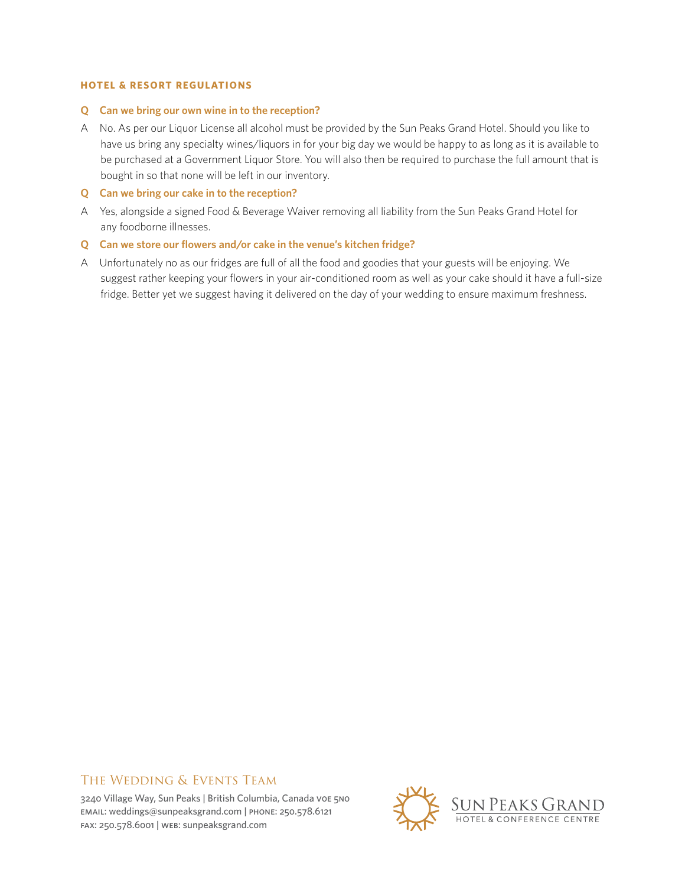## HOTEL & RESORT REGULATIONS

**Q Can we bring our own wine in to the reception?**

A No. As per our Liquor License all alcohol must be provided by the Sun Peaks Grand Hotel. Should you like to have us bring any specialty wines/liquors in for your big day we would be happy to as long as it is available to be purchased at a Government Liquor Store. You will also then be required to purchase the full amount that is bought in so that none will be left in our inventory.

**Q Can we bring our cake in to the reception?**

A Yes, alongside a signed Food & Beverage Waiver removing all liability from the Sun Peaks Grand Hotel for any foodborne illnesses.

**Q Can we store our flowers and/or cake in the venue's kitchen fridge?**

A Unfortunately no as our fridges are full of all the food and goodies that your guests will be enjoying. We suggest rather keeping your flowers in your air-conditioned room as well as your cake should it have a full-size fridge. Better yet we suggest having it delivered on the day of your wedding to ensure maximum freshness.

THE WEDDING & EVENTS TEAM

3240 Village Way, Sun Peaks | British Columbia, Canada V0E 5N0
EMAIL: weddings@sunpeaksgrand.com | PHONE: 250.578.6121
FAX: 250.578.6001 | WEB: sunpeaksgrand.com

SUN PEAKS GRAND
HOTEL & CONFERENCE CENTRE